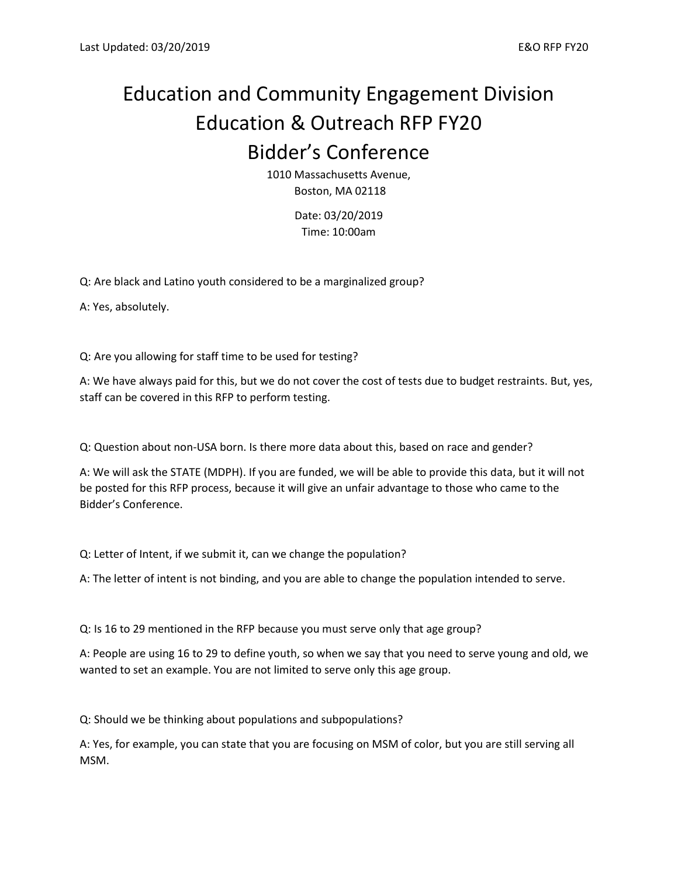# Education and Community Engagement Division
# Education & Outreach RFP FY20
# Bidder's Conference

1010 Massachusetts Avenue,
Boston, MA 02118

Date: 03/20/2019
Time: 10:00am

Q: Are black and Latino youth considered to be a marginalized group?

A: Yes, absolutely.

Q: Are you allowing for staff time to be used for testing?

A: We have always paid for this, but we do not cover the cost of tests due to budget restraints. But, yes, staff can be covered in this RFP to perform testing.

Q: Question about non-USA born. Is there more data about this, based on race and gender?

A: We will ask the STATE (MDPH). If you are funded, we will be able to provide this data, but it will not be posted for this RFP process, because it will give an unfair advantage to those who came to the Bidder's Conference.

Q: Letter of Intent, if we submit it, can we change the population?

A: The letter of intent is not binding, and you are able to change the population intended to serve.

Q: Is 16 to 29 mentioned in the RFP because you must serve only that age group?

A: People are using 16 to 29 to define youth, so when we say that you need to serve young and old, we wanted to set an example. You are not limited to serve only this age group.

Q: Should we be thinking about populations and subpopulations?

A: Yes, for example, you can state that you are focusing on MSM of color, but you are still serving all MSM.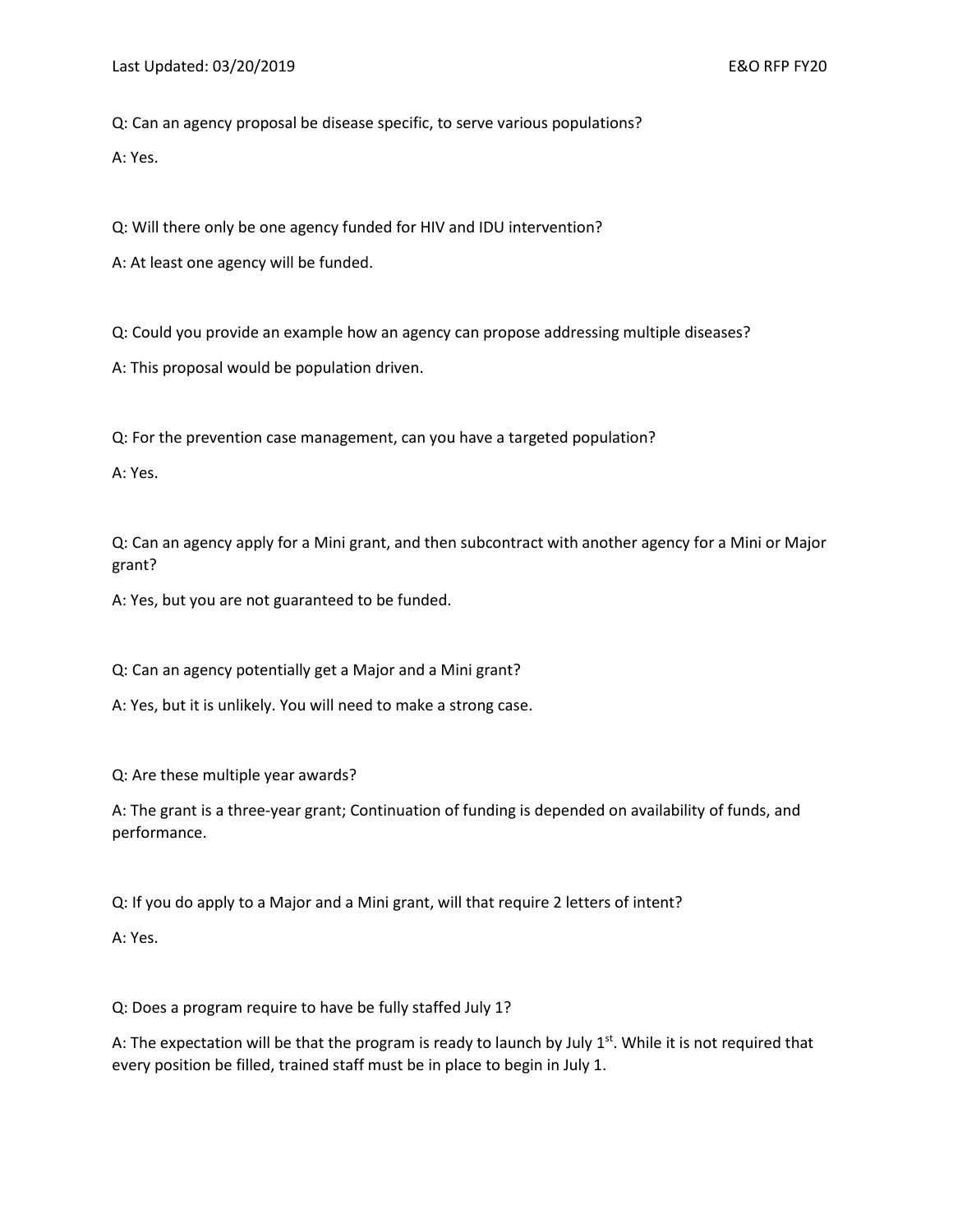Q: Can an agency proposal be disease specific, to serve various populations?

A: Yes.

Q: Will there only be one agency funded for HIV and IDU intervention?

A: At least one agency will be funded.

Q: Could you provide an example how an agency can propose addressing multiple diseases?

A: This proposal would be population driven.

Q: For the prevention case management, can you have a targeted population?

A: Yes.

Q: Can an agency apply for a Mini grant, and then subcontract with another agency for a Mini or Major grant?

A: Yes, but you are not guaranteed to be funded.

Q: Can an agency potentially get a Major and a Mini grant?

A: Yes, but it is unlikely. You will need to make a strong case.

Q: Are these multiple year awards?

A: The grant is a three-year grant; Continuation of funding is depended on availability of funds, and performance.

Q: If you do apply to a Major and a Mini grant, will that require 2 letters of intent?

A: Yes.

Q: Does a program require to have be fully staffed July 1?

A: The expectation will be that the program is ready to launch by July 1st. While it is not required that every position be filled, trained staff must be in place to begin in July 1.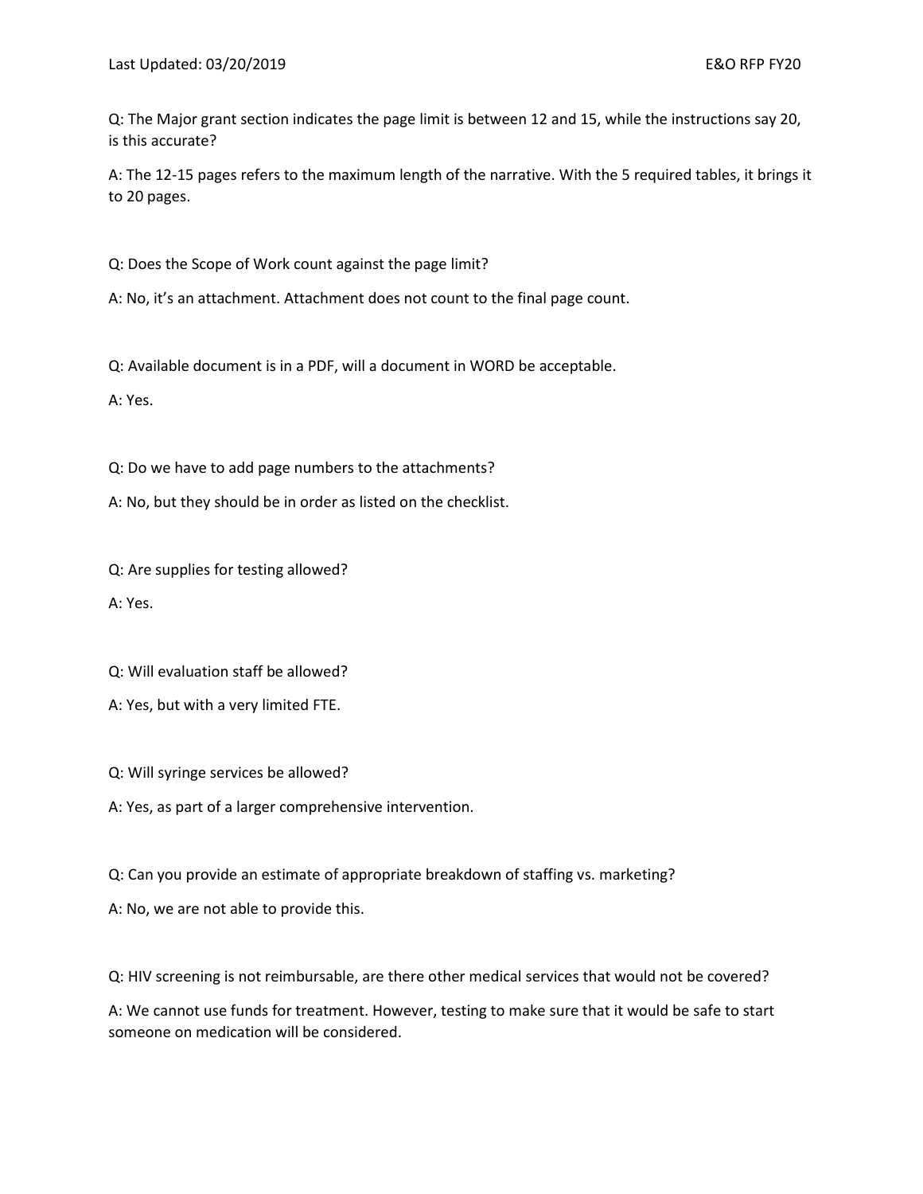Q: The Major grant section indicates the page limit is between 12 and 15, while the instructions say 20, is this accurate?

A: The 12-15 pages refers to the maximum length of the narrative. With the 5 required tables, it brings it to 20 pages.

Q: Does the Scope of Work count against the page limit?

A: No, it's an attachment. Attachment does not count to the final page count.

Q: Available document is in a PDF, will a document in WORD be acceptable.

A: Yes.

Q: Do we have to add page numbers to the attachments?

A: No, but they should be in order as listed on the checklist.

Q: Are supplies for testing allowed?

A: Yes.

Q: Will evaluation staff be allowed?

A: Yes, but with a very limited FTE.

Q: Will syringe services be allowed?

A: Yes, as part of a larger comprehensive intervention.

Q: Can you provide an estimate of appropriate breakdown of staffing vs. marketing?

A: No, we are not able to provide this.

Q: HIV screening is not reimbursable, are there other medical services that would not be covered?

A: We cannot use funds for treatment. However, testing to make sure that it would be safe to start someone on medication will be considered.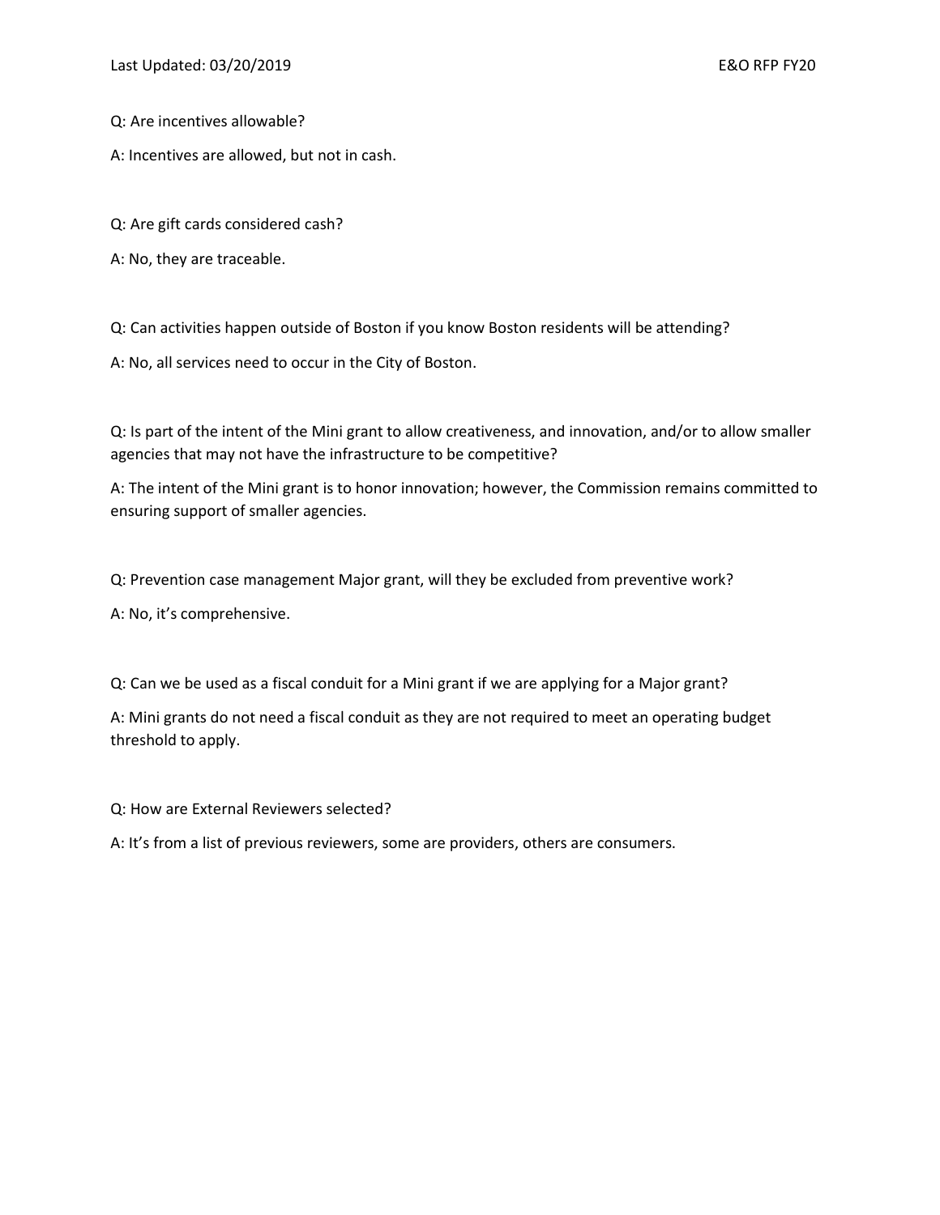Q: Are incentives allowable?

A: Incentives are allowed, but not in cash.

Q: Are gift cards considered cash?

A: No, they are traceable.

Q: Can activities happen outside of Boston if you know Boston residents will be attending?

A: No, all services need to occur in the City of Boston.

Q: Is part of the intent of the Mini grant to allow creativeness, and innovation, and/or to allow smaller agencies that may not have the infrastructure to be competitive?

A: The intent of the Mini grant is to honor innovation; however, the Commission remains committed to ensuring support of smaller agencies.

Q: Prevention case management Major grant, will they be excluded from preventive work?

A: No, it's comprehensive.

Q: Can we be used as a fiscal conduit for a Mini grant if we are applying for a Major grant?

A: Mini grants do not need a fiscal conduit as they are not required to meet an operating budget threshold to apply.

Q: How are External Reviewers selected?

A: It's from a list of previous reviewers, some are providers, others are consumers.